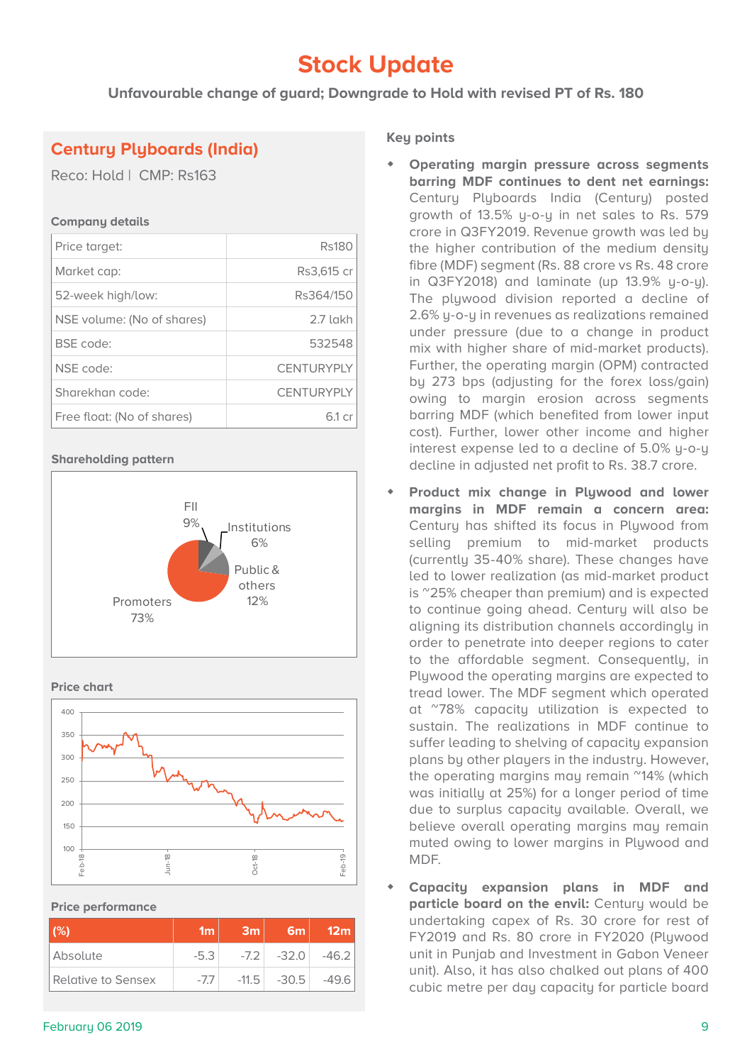# Stock Update

**Unfavourable change of guard; Downgrade to Hold with revised PT of Rs. 180**

## Century Plyboards (India)

Reco: Hold | CMP: Rs163

### Company details

| | |
|---|---|
| Price target: | Rs180 |
| Market cap: | Rs3,615 cr |
| 52-week high/low: | Rs364/150 |
| NSE volume: (No of shares) | 2.7 lakh |
| BSE code: | 532548 |
| NSE code: | CENTURYPLY |
| Sharekhan code: | CENTURYPLY |
| Free float: (No of shares) | 6.1 cr |

### Shareholding pattern

FII 9%

Institutions 6%

Public & others 12%

Promoters 73%

### Price chart

### Price performance

| (%) | 1m | 3m | 6m | 12m |
|---|---|---|---|---|
| Absolute | -5.3 | -7.2 | -32.0 | -46.2 |
| Relative to Sensex | -7.7 | -11.5 | -30.5 | -49.6 |

### Key points

- **Operating margin pressure across segments barring MDF continues to dent net earnings:** Century Plyboards India (Century) posted growth of 13.5% y-o-y in net sales to Rs. 579 crore in Q3FY2019. Revenue growth was led by the higher contribution of the medium density fibre (MDF) segment (Rs. 88 crore vs Rs. 48 crore in Q3FY2018) and laminate (up 13.9% y-o-y). The plywood division reported a decline of 2.6% y-o-y in revenues as realizations remained under pressure (due to a change in product mix with higher share of mid-market products). Further, the operating margin (OPM) contracted by 273 bps (adjusting for the forex loss/gain) owing to margin erosion across segments barring MDF (which benefited from lower input cost). Further, lower other income and higher interest expense led to a decline of 5.0% y-o-y decline in adjusted net profit to Rs. 38.7 crore.

- **Product mix change in Plywood and lower margins in MDF remain a concern area:** Century has shifted its focus in Plywood from selling premium to mid-market products (currently 35-40% share). These changes have led to lower realization (as mid-market product is ~25% cheaper than premium) and is expected to continue going ahead. Century will also be aligning its distribution channels accordingly in order to penetrate into deeper regions to cater to the affordable segment. Consequently, in Plywood the operating margins are expected to tread lower. The MDF segment which operated at ~78% capacity utilization is expected to sustain. The realizations in MDF continue to suffer leading to shelving of capacity expansion plans by other players in the industry. However, the operating margins may remain ~14% (which was initially at 25%) for a longer period of time due to surplus capacity available. Overall, we believe overall operating margins may remain muted owing to lower margins in Plywood and MDF.

- **Capacity expansion plans in MDF and particle board on the envil:** Century would be undertaking capex of Rs. 30 crore for rest of FY2019 and Rs. 80 crore in FY2020 (Plywood unit in Punjab and Investment in Gabon Veneer unit). Also, it has also chalked out plans of 400 cubic metre per day capacity for particle board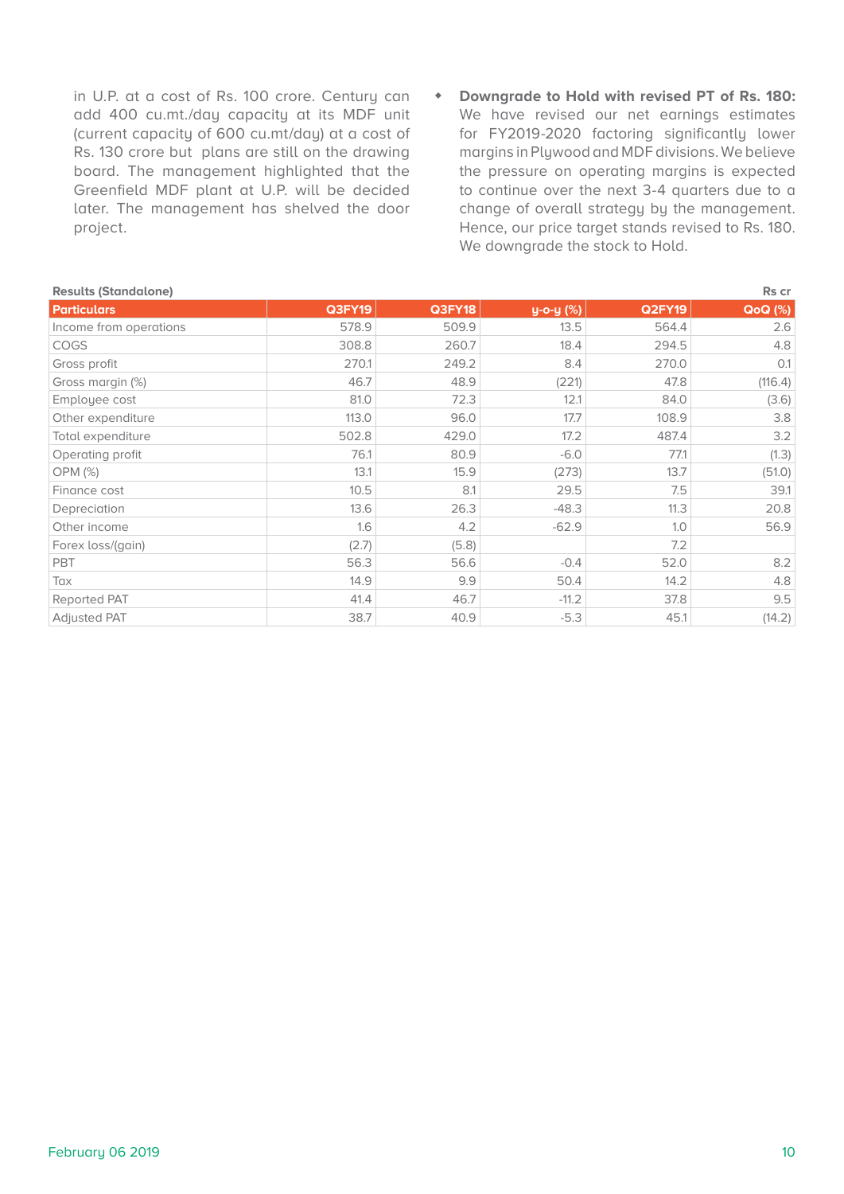in U.P. at a cost of Rs. 100 crore. Century can add 400 cu.mt./day capacity at its MDF unit (current capacity of 600 cu.mt/day) at a cost of Rs. 130 crore but plans are still on the drawing board. The management highlighted that the Greenfield MDF plant at U.P. will be decided later. The management has shelved the door project.

- **Downgrade to Hold with revised PT of Rs. 180:** We have revised our net earnings estimates for FY2019-2020 factoring significantly lower margins in Plywood and MDF divisions. We believe the pressure on operating margins is expected to continue over the next 3-4 quarters due to a change of overall strategy by the management. Hence, our price target stands revised to Rs. 180. We downgrade the stock to Hold.

**Results (Standalone)** — Rs cr

| Particulars | Q3FY19 | Q3FY18 | y-o-y (%) | Q2FY19 | QoQ (%) |
|---|---|---|---|---|---|
| Income from operations | 578.9 | 509.9 | 13.5 | 564.4 | 2.6 |
| COGS | 308.8 | 260.7 | 18.4 | 294.5 | 4.8 |
| Gross profit | 270.1 | 249.2 | 8.4 | 270.0 | 0.1 |
| Gross margin (%) | 46.7 | 48.9 | (221) | 47.8 | (116.4) |
| Employee cost | 81.0 | 72.3 | 12.1 | 84.0 | (3.6) |
| Other expenditure | 113.0 | 96.0 | 17.7 | 108.9 | 3.8 |
| Total expenditure | 502.8 | 429.0 | 17.2 | 487.4 | 3.2 |
| Operating profit | 76.1 | 80.9 | -6.0 | 77.1 | (1.3) |
| OPM (%) | 13.1 | 15.9 | (273) | 13.7 | (51.0) |
| Finance cost | 10.5 | 8.1 | 29.5 | 7.5 | 39.1 |
| Depreciation | 13.6 | 26.3 | -48.3 | 11.3 | 20.8 |
| Other income | 1.6 | 4.2 | -62.9 | 1.0 | 56.9 |
| Forex loss/(gain) | (2.7) | (5.8) | | 7.2 | |
| PBT | 56.3 | 56.6 | -0.4 | 52.0 | 8.2 |
| Tax | 14.9 | 9.9 | 50.4 | 14.2 | 4.8 |
| Reported PAT | 41.4 | 46.7 | -11.2 | 37.8 | 9.5 |
| Adjusted PAT | 38.7 | 40.9 | -5.3 | 45.1 | (14.2) |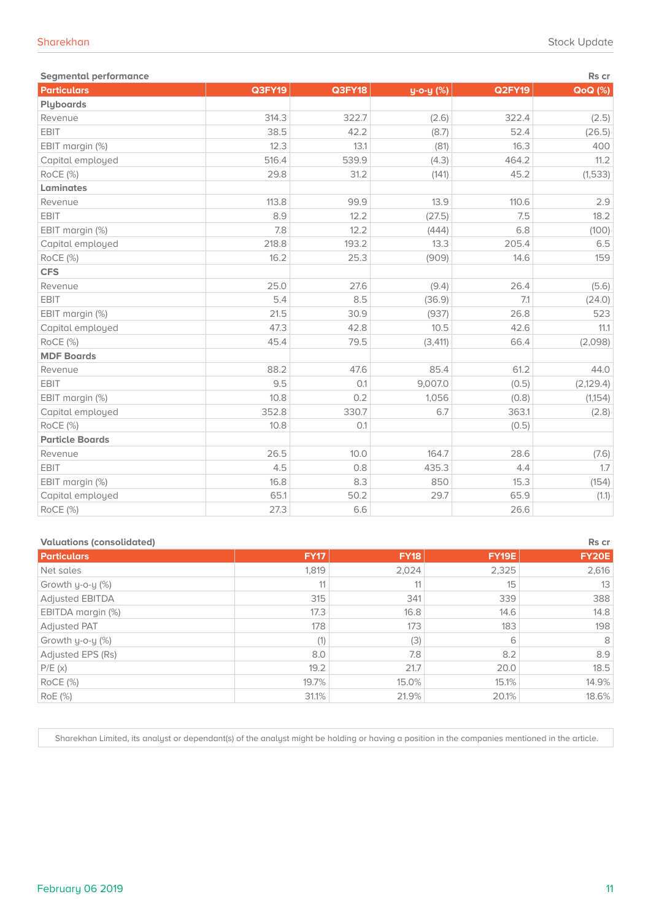**Segmental performance** Rs cr

| Particulars | Q3FY19 | Q3FY18 | y-o-y (%) | Q2FY19 | QoQ (%) |
|---|---|---|---|---|---|
| **Plyboards** | | | | | |
| Revenue | 314.3 | 322.7 | (2.6) | 322.4 | (2.5) |
| EBIT | 38.5 | 42.2 | (8.7) | 52.4 | (26.5) |
| EBIT margin (%) | 12.3 | 13.1 | (81) | 16.3 | 400 |
| Capital employed | 516.4 | 539.9 | (4.3) | 464.2 | 11.2 |
| RoCE (%) | 29.8 | 31.2 | (141) | 45.2 | (1,533) |
| **Laminates** | | | | | |
| Revenue | 113.8 | 99.9 | 13.9 | 110.6 | 2.9 |
| EBIT | 8.9 | 12.2 | (27.5) | 7.5 | 18.2 |
| EBIT margin (%) | 7.8 | 12.2 | (444) | 6.8 | (100) |
| Capital employed | 218.8 | 193.2 | 13.3 | 205.4 | 6.5 |
| RoCE (%) | 16.2 | 25.3 | (909) | 14.6 | 159 |
| **CFS** | | | | | |
| Revenue | 25.0 | 27.6 | (9.4) | 26.4 | (5.6) |
| EBIT | 5.4 | 8.5 | (36.9) | 7.1 | (24.0) |
| EBIT margin (%) | 21.5 | 30.9 | (937) | 26.8 | 523 |
| Capital employed | 47.3 | 42.8 | 10.5 | 42.6 | 11.1 |
| RoCE (%) | 45.4 | 79.5 | (3,411) | 66.4 | (2,098) |
| **MDF Boards** | | | | | |
| Revenue | 88.2 | 47.6 | 85.4 | 61.2 | 44.0 |
| EBIT | 9.5 | 0.1 | 9,007.0 | (0.5) | (2,129.4) |
| EBIT margin (%) | 10.8 | 0.2 | 1,056 | (0.8) | (1,154) |
| Capital employed | 352.8 | 330.7 | 6.7 | 363.1 | (2.8) |
| RoCE (%) | 10.8 | 0.1 | | (0.5) | |
| **Particle Boards** | | | | | |
| Revenue | 26.5 | 10.0 | 164.7 | 28.6 | (7.6) |
| EBIT | 4.5 | 0.8 | 435.3 | 4.4 | 1.7 |
| EBIT margin (%) | 16.8 | 8.3 | 850 | 15.3 | (154) |
| Capital employed | 65.1 | 50.2 | 29.7 | 65.9 | (1.1) |
| RoCE (%) | 27.3 | 6.6 | | 26.6 | |

**Valuations (consolidated)** Rs cr

| Particulars | FY17 | FY18 | FY19E | FY20E |
|---|---|---|---|---|
| Net sales | 1,819 | 2,024 | 2,325 | 2,616 |
| Growth y-o-y (%) | 11 | 11 | 15 | 13 |
| Adjusted EBITDA | 315 | 341 | 339 | 388 |
| EBITDA margin (%) | 17.3 | 16.8 | 14.6 | 14.8 |
| Adjusted PAT | 178 | 173 | 183 | 198 |
| Growth y-o-y (%) | (1) | (3) | 6 | 8 |
| Adjusted EPS (Rs) | 8.0 | 7.8 | 8.2 | 8.9 |
| P/E (x) | 19.2 | 21.7 | 20.0 | 18.5 |
| RoCE (%) | 19.7% | 15.0% | 15.1% | 14.9% |
| RoE (%) | 31.1% | 21.9% | 20.1% | 18.6% |

Sharekhan Limited, its analyst or dependant(s) of the analyst might be holding or having a position in the companies mentioned in the article.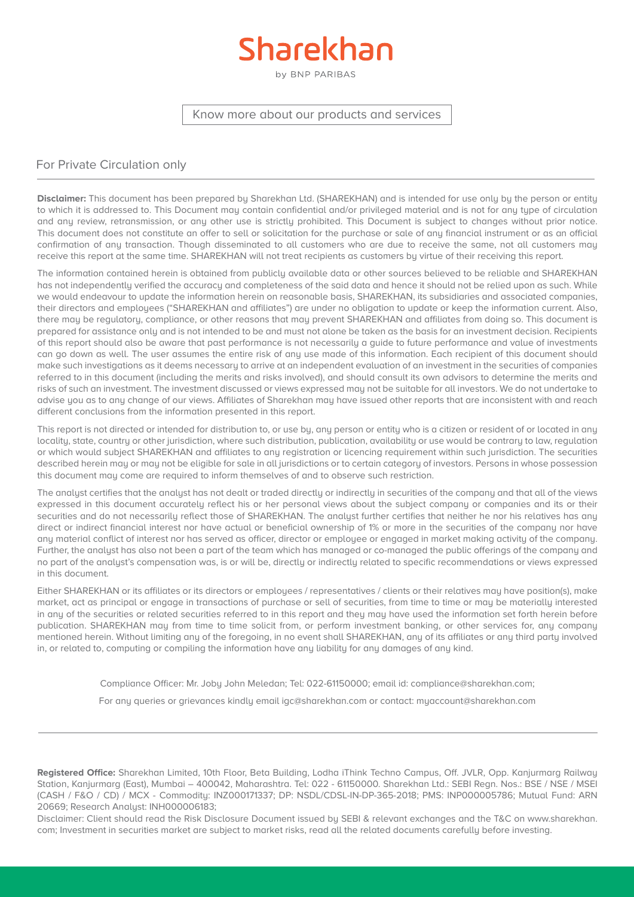# Sharekhan

by BNP PARIBAS

Know more about our products and services

For Private Circulation only

**Disclaimer:** This document has been prepared by Sharekhan Ltd. (SHAREKHAN) and is intended for use only by the person or entity to which it is addressed to. This Document may contain confidential and/or privileged material and is not for any type of circulation and any review, retransmission, or any other use is strictly prohibited. This Document is subject to changes without prior notice. This document does not constitute an offer to sell or solicitation for the purchase or sale of any financial instrument or as an official confirmation of any transaction. Though disseminated to all customers who are due to receive the same, not all customers may receive this report at the same time. SHAREKHAN will not treat recipients as customers by virtue of their receiving this report.

The information contained herein is obtained from publicly available data or other sources believed to be reliable and SHAREKHAN has not independently verified the accuracy and completeness of the said data and hence it should not be relied upon as such. While we would endeavour to update the information herein on reasonable basis, SHAREKHAN, its subsidiaries and associated companies, their directors and employees ("SHAREKHAN and affiliates") are under no obligation to update or keep the information current. Also, there may be regulatory, compliance, or other reasons that may prevent SHAREKHAN and affiliates from doing so. This document is prepared for assistance only and is not intended to be and must not alone be taken as the basis for an investment decision. Recipients of this report should also be aware that past performance is not necessarily a guide to future performance and value of investments can go down as well. The user assumes the entire risk of any use made of this information. Each recipient of this document should make such investigations as it deems necessary to arrive at an independent evaluation of an investment in the securities of companies referred to in this document (including the merits and risks involved), and should consult its own advisors to determine the merits and risks of such an investment. The investment discussed or views expressed may not be suitable for all investors. We do not undertake to advise you as to any change of our views. Affiliates of Sharekhan may have issued other reports that are inconsistent with and reach different conclusions from the information presented in this report.

This report is not directed or intended for distribution to, or use by, any person or entity who is a citizen or resident of or located in any locality, state, country or other jurisdiction, where such distribution, publication, availability or use would be contrary to law, regulation or which would subject SHAREKHAN and affiliates to any registration or licencing requirement within such jurisdiction. The securities described herein may or may not be eligible for sale in all jurisdictions or to certain category of investors. Persons in whose possession this document may come are required to inform themselves of and to observe such restriction.

The analyst certifies that the analyst has not dealt or traded directly or indirectly in securities of the company and that all of the views expressed in this document accurately reflect his or her personal views about the subject company or companies and its or their securities and do not necessarily reflect those of SHAREKHAN. The analyst further certifies that neither he nor his relatives has any direct or indirect financial interest nor have actual or beneficial ownership of 1% or more in the securities of the company nor have any material conflict of interest nor has served as officer, director or employee or engaged in market making activity of the company. Further, the analyst has also not been a part of the team which has managed or co-managed the public offerings of the company and no part of the analyst's compensation was, is or will be, directly or indirectly related to specific recommendations or views expressed in this document.

Either SHAREKHAN or its affiliates or its directors or employees / representatives / clients or their relatives may have position(s), make market, act as principal or engage in transactions of purchase or sell of securities, from time to time or may be materially interested in any of the securities or related securities referred to in this report and they may have used the information set forth herein before publication. SHAREKHAN may from time to time solicit from, or perform investment banking, or other services for, any company mentioned herein. Without limiting any of the foregoing, in no event shall SHAREKHAN, any of its affiliates or any third party involved in, or related to, computing or compiling the information have any liability for any damages of any kind.

Compliance Officer: Mr. Joby John Meledan; Tel: 022-61150000; email id: compliance@sharekhan.com;

For any queries or grievances kindly email igc@sharekhan.com or contact: myaccount@sharekhan.com

**Registered Office:** Sharekhan Limited, 10th Floor, Beta Building, Lodha iThink Techno Campus, Off. JVLR, Opp. Kanjurmarg Railway Station, Kanjurmarg (East), Mumbai – 400042, Maharashtra. Tel: 022 - 61150000. Sharekhan Ltd.: SEBI Regn. Nos.: BSE / NSE / MSEI (CASH / F&O / CD) / MCX - Commodity: INZ000171337; DP: NSDL/CDSL-IN-DP-365-2018; PMS: INP000005786; Mutual Fund: ARN 20669; Research Analyst: INH000006183;

Disclaimer: Client should read the Risk Disclosure Document issued by SEBI & relevant exchanges and the T&C on www.sharekhan.com; Investment in securities market are subject to market risks, read all the related documents carefully before investing.